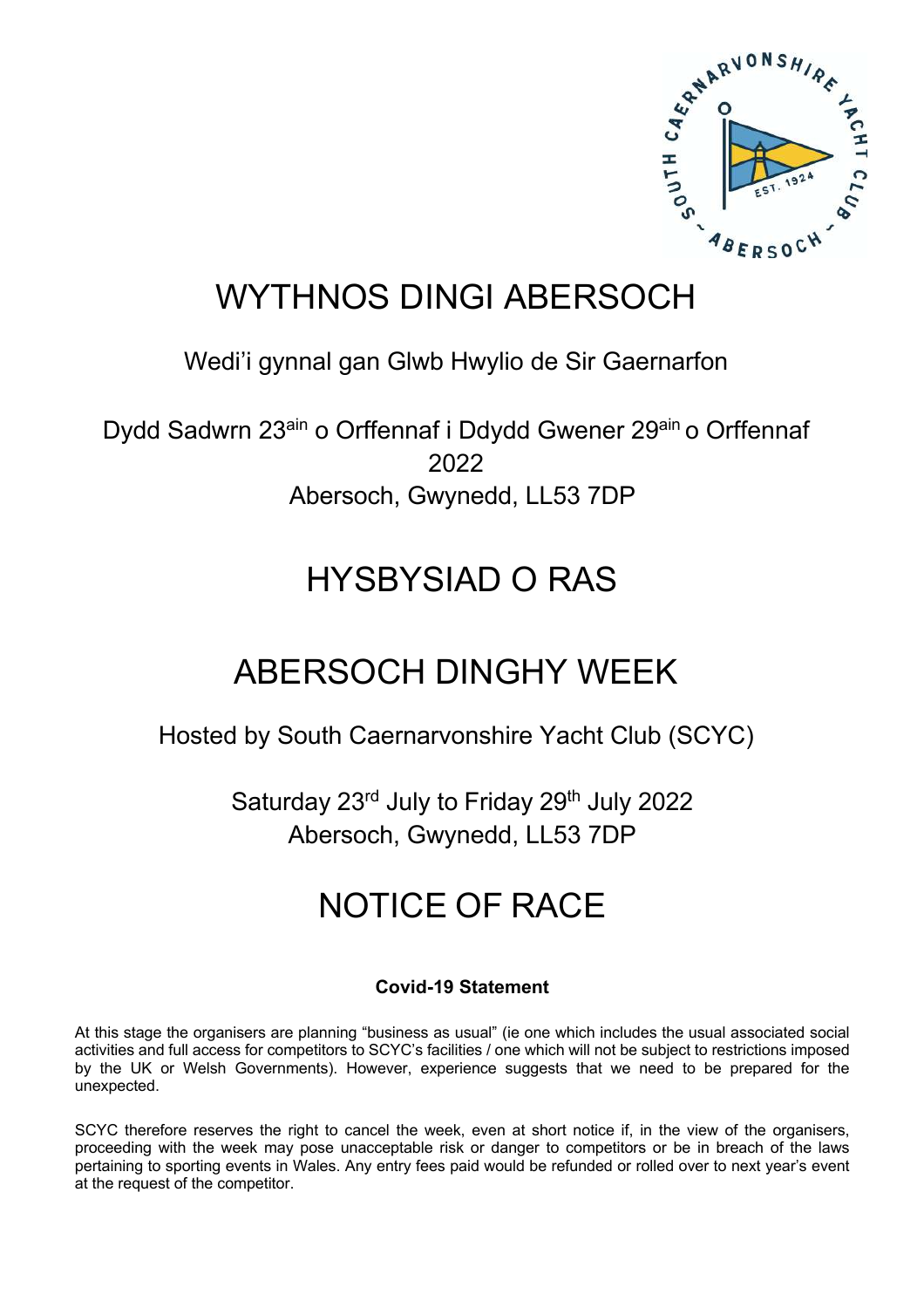# WYTHNOS DINGI ABERSOCH

Wedi'i gynnal gan Glwb Hwylio de Sir Gaernarfon

Dydd Sadwrn 23ain o Orffennaf i Ddydd Gwener 29ain o Orffennaf 2022
Abersoch, Gwynedd, LL53 7DP

# HYSBYSIAD O RAS

# ABERSOCH DINGHY WEEK

Hosted by South Caernarvonshire Yacht Club (SCYC)

Saturday 23rd July to Friday 29th July 2022
Abersoch, Gwynedd, LL53 7DP

# NOTICE OF RACE

**Covid-19 Statement**

At this stage the organisers are planning "business as usual" (ie one which includes the usual associated social activities and full access for competitors to SCYC's facilities / one which will not be subject to restrictions imposed by the UK or Welsh Governments). However, experience suggests that we need to be prepared for the unexpected.

SCYC therefore reserves the right to cancel the week, even at short notice if, in the view of the organisers, proceeding with the week may pose unacceptable risk or danger to competitors or be in breach of the laws pertaining to sporting events in Wales. Any entry fees paid would be refunded or rolled over to next year's event at the request of the competitor.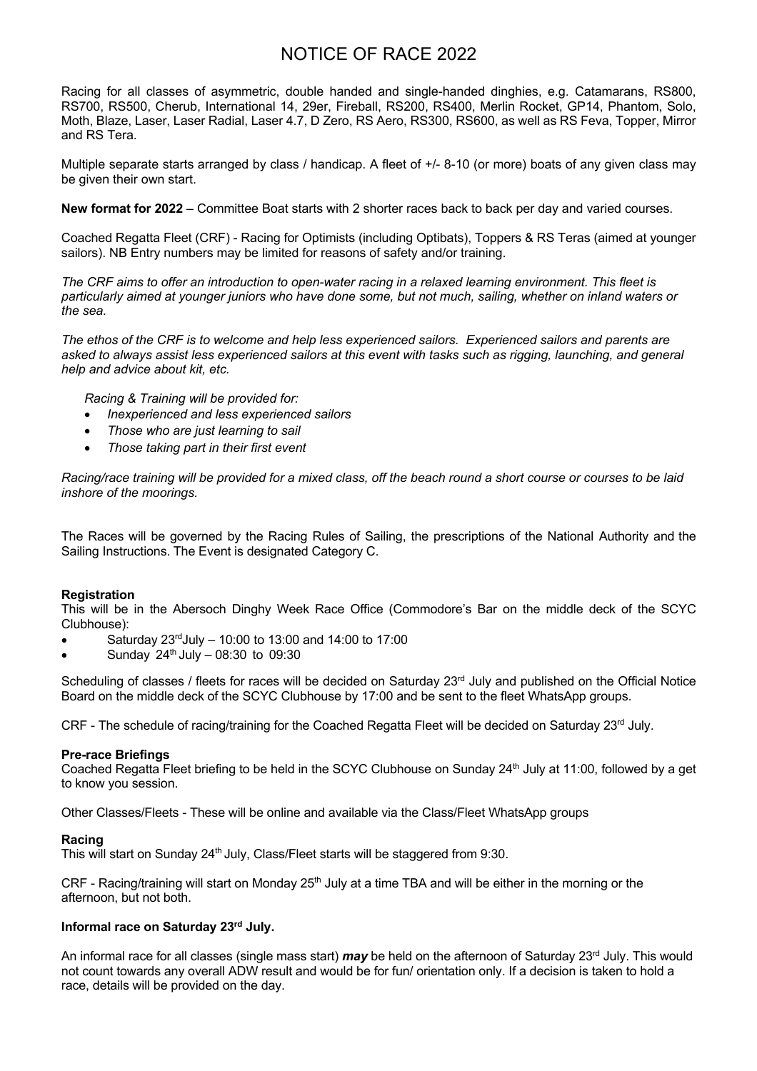# NOTICE OF RACE 2022

Racing for all classes of asymmetric, double handed and single-handed dinghies, e.g. Catamarans, RS800, RS700, RS500, Cherub, International 14, 29er, Fireball, RS200, RS400, Merlin Rocket, GP14, Phantom, Solo, Moth, Blaze, Laser, Laser Radial, Laser 4.7, D Zero, RS Aero, RS300, RS600, as well as RS Feva, Topper, Mirror and RS Tera.

Multiple separate starts arranged by class / handicap. A fleet of +/- 8-10 (or more) boats of any given class may be given their own start.

**New format for 2022** – Committee Boat starts with 2 shorter races back to back per day and varied courses.

Coached Regatta Fleet (CRF) - Racing for Optimists (including Optibats), Toppers & RS Teras (aimed at younger sailors). NB Entry numbers may be limited for reasons of safety and/or training.

*The CRF aims to offer an introduction to open-water racing in a relaxed learning environment. This fleet is particularly aimed at younger juniors who have done some, but not much, sailing, whether on inland waters or the sea.*

*The ethos of the CRF is to welcome and help less experienced sailors. Experienced sailors and parents are asked to always assist less experienced sailors at this event with tasks such as rigging, launching, and general help and advice about kit, etc.*

*Racing & Training will be provided for:*

- *Inexperienced and less experienced sailors*
- *Those who are just learning to sail*
- *Those taking part in their first event*

*Racing/race training will be provided for a mixed class, off the beach round a short course or courses to be laid inshore of the moorings.*

The Races will be governed by the Racing Rules of Sailing, the prescriptions of the National Authority and the Sailing Instructions. The Event is designated Category C.

### Registration

This will be in the Abersoch Dinghy Week Race Office (Commodore's Bar on the middle deck of the SCYC Clubhouse):

- Saturday 23rd July – 10:00 to 13:00 and 14:00 to 17:00
- Sunday 24th July – 08:30 to 09:30

Scheduling of classes / fleets for races will be decided on Saturday 23rd July and published on the Official Notice Board on the middle deck of the SCYC Clubhouse by 17:00 and be sent to the fleet WhatsApp groups.

CRF - The schedule of racing/training for the Coached Regatta Fleet will be decided on Saturday 23rd July.

### Pre-race Briefings

Coached Regatta Fleet briefing to be held in the SCYC Clubhouse on Sunday 24th July at 11:00, followed by a get to know you session.

Other Classes/Fleets - These will be online and available via the Class/Fleet WhatsApp groups

### Racing

This will start on Sunday 24th July, Class/Fleet starts will be staggered from 9:30.

CRF - Racing/training will start on Monday 25th July at a time TBA and will be either in the morning or the afternoon, but not both.

### Informal race on Saturday 23rd July.

An informal race for all classes (single mass start) ***may*** be held on the afternoon of Saturday 23rd July. This would not count towards any overall ADW result and would be for fun/ orientation only. If a decision is taken to hold a race, details will be provided on the day.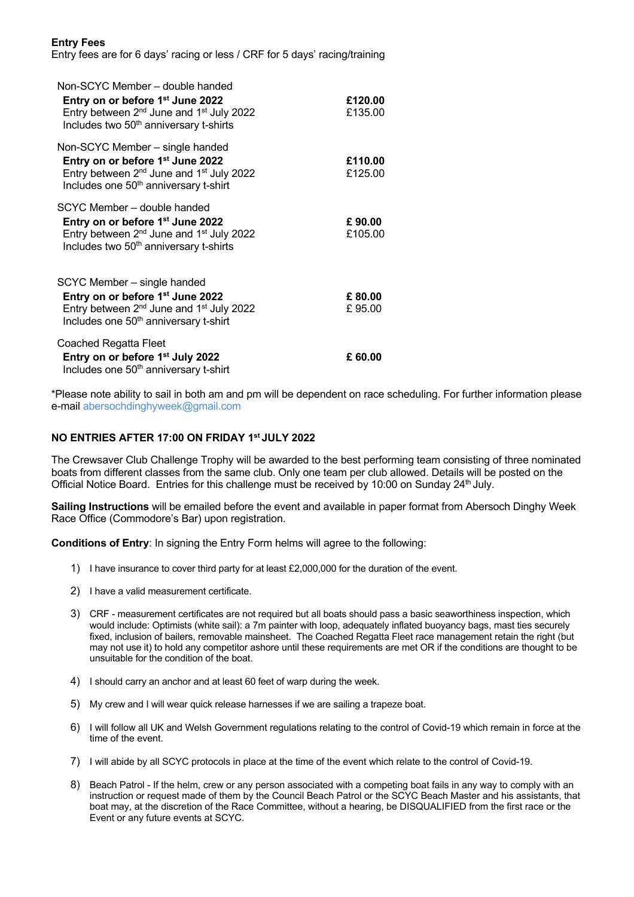**Entry Fees**

Entry fees are for 6 days' racing or less / CRF for 5 days' racing/training

| | |
|---|---|
| Non-SCYC Member – double handed | |
| **Entry on or before 1st June 2022** | **£120.00** |
| Entry between 2nd June and 1st July 2022 | £135.00 |
| Includes two 50th anniversary t-shirts | |
| Non-SCYC Member – single handed | |
| **Entry on or before 1st June 2022** | **£110.00** |
| Entry between 2nd June and 1st July 2022 | £125.00 |
| Includes one 50th anniversary t-shirt | |
| SCYC Member – double handed | |
| **Entry on or before 1st June 2022** | **£ 90.00** |
| Entry between 2nd June and 1st July 2022 | £105.00 |
| Includes two 50th anniversary t-shirts | |
| SCYC Member – single handed | |
| **Entry on or before 1st June 2022** | **£ 80.00** |
| Entry between 2nd June and 1st July 2022 | £ 95.00 |
| Includes one 50th anniversary t-shirt | |
| Coached Regatta Fleet | |
| **Entry on or before 1st July 2022** | **£ 60.00** |
| Includes one 50th anniversary t-shirt | |

*Please note ability to sail in both am and pm will be dependent on race scheduling. For further information please e-mail abersochdinghyweek@gmail.com

**NO ENTRIES AFTER 17:00 ON FRIDAY 1st JULY 2022**

The Crewsaver Club Challenge Trophy will be awarded to the best performing team consisting of three nominated boats from different classes from the same club. Only one team per club allowed. Details will be posted on the Official Notice Board. Entries for this challenge must be received by 10:00 on Sunday 24th July.

**Sailing Instructions** will be emailed before the event and available in paper format from Abersoch Dinghy Week Race Office (Commodore's Bar) upon registration.

**Conditions of Entry**: In signing the Entry Form helms will agree to the following:

1) I have insurance to cover third party for at least £2,000,000 for the duration of the event.
2) I have a valid measurement certificate.
3) CRF - measurement certificates are not required but all boats should pass a basic seaworthiness inspection, which would include: Optimists (white sail): a 7m painter with loop, adequately inflated buoyancy bags, mast ties securely fixed, inclusion of bailers, removable mainsheet. The Coached Regatta Fleet race management retain the right (but may not use it) to hold any competitor ashore until these requirements are met OR if the conditions are thought to be unsuitable for the condition of the boat.
4) I should carry an anchor and at least 60 feet of warp during the week.
5) My crew and I will wear quick release harnesses if we are sailing a trapeze boat.
6) I will follow all UK and Welsh Government regulations relating to the control of Covid-19 which remain in force at the time of the event.
7) I will abide by all SCYC protocols in place at the time of the event which relate to the control of Covid-19.
8) Beach Patrol - If the helm, crew or any person associated with a competing boat fails in any way to comply with an instruction or request made of them by the Council Beach Patrol or the SCYC Beach Master and his assistants, that boat may, at the discretion of the Race Committee, without a hearing, be DISQUALIFIED from the first race or the Event or any future events at SCYC.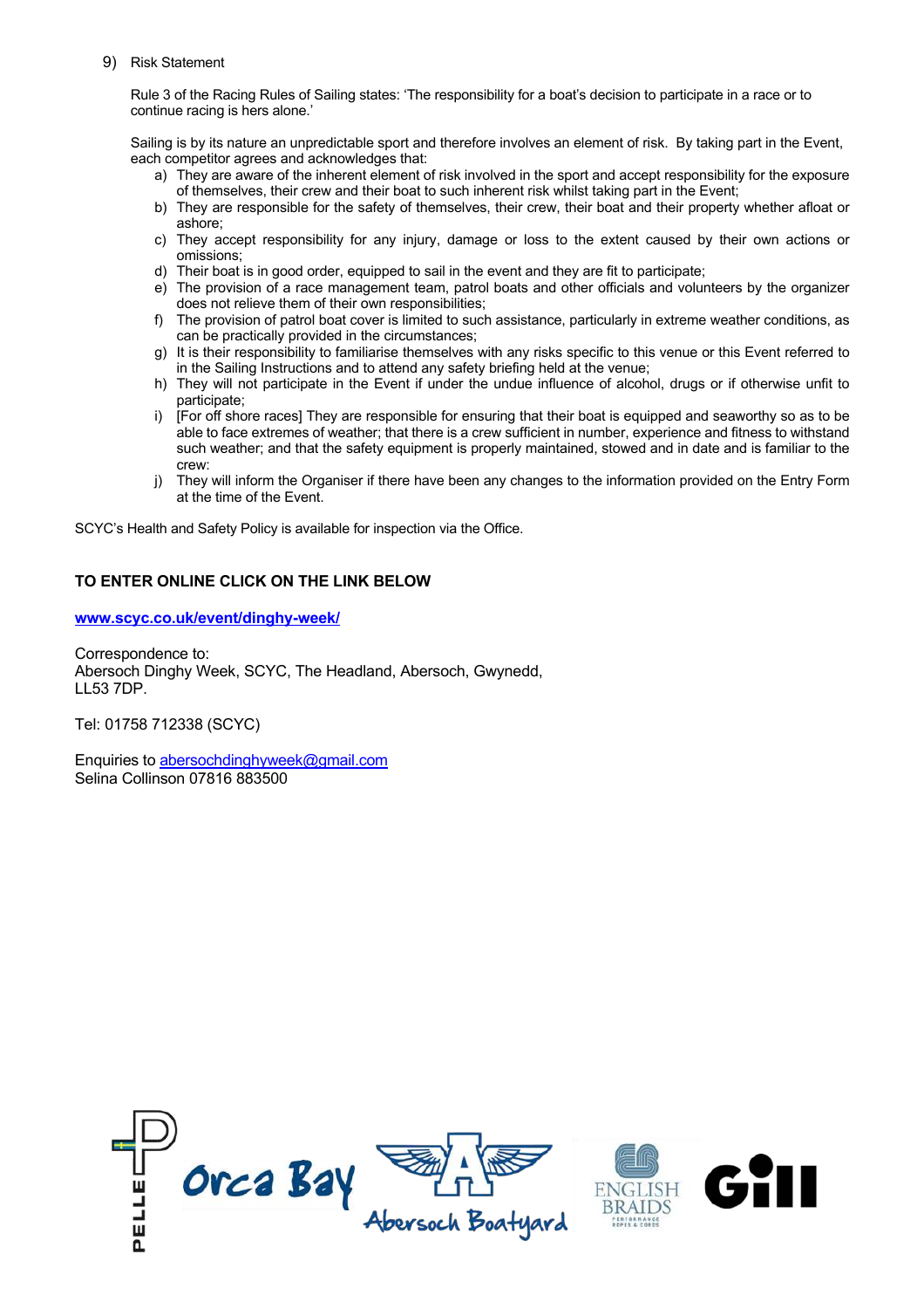9) Risk Statement

Rule 3 of the Racing Rules of Sailing states: 'The responsibility for a boat's decision to participate in a race or to continue racing is hers alone.'

Sailing is by its nature an unpredictable sport and therefore involves an element of risk. By taking part in the Event, each competitor agrees and acknowledges that:

a) They are aware of the inherent element of risk involved in the sport and accept responsibility for the exposure of themselves, their crew and their boat to such inherent risk whilst taking part in the Event;
b) They are responsible for the safety of themselves, their crew, their boat and their property whether afloat or ashore;
c) They accept responsibility for any injury, damage or loss to the extent caused by their own actions or omissions;
d) Their boat is in good order, equipped to sail in the event and they are fit to participate;
e) The provision of a race management team, patrol boats and other officials and volunteers by the organizer does not relieve them of their own responsibilities;
f) The provision of patrol boat cover is limited to such assistance, particularly in extreme weather conditions, as can be practically provided in the circumstances;
g) It is their responsibility to familiarise themselves with any risks specific to this venue or this Event referred to in the Sailing Instructions and to attend any safety briefing held at the venue;
h) They will not participate in the Event if under the undue influence of alcohol, drugs or if otherwise unfit to participate;
i) [For off shore races] They are responsible for ensuring that their boat is equipped and seaworthy so as to be able to face extremes of weather; that there is a crew sufficient in number, experience and fitness to withstand such weather; and that the safety equipment is properly maintained, stowed and in date and is familiar to the crew:
j) They will inform the Organiser if there have been any changes to the information provided on the Entry Form at the time of the Event.

SCYC's Health and Safety Policy is available for inspection via the Office.

**TO ENTER ONLINE CLICK ON THE LINK BELOW**

**www.scyc.co.uk/event/dinghy-week/**

Correspondence to:
Abersoch Dinghy Week, SCYC, The Headland, Abersoch, Gwynedd, LL53 7DP.

Tel: 01758 712338 (SCYC)

Enquiries to abersochdinghyweek@gmail.com
Selina Collinson 07816 883500